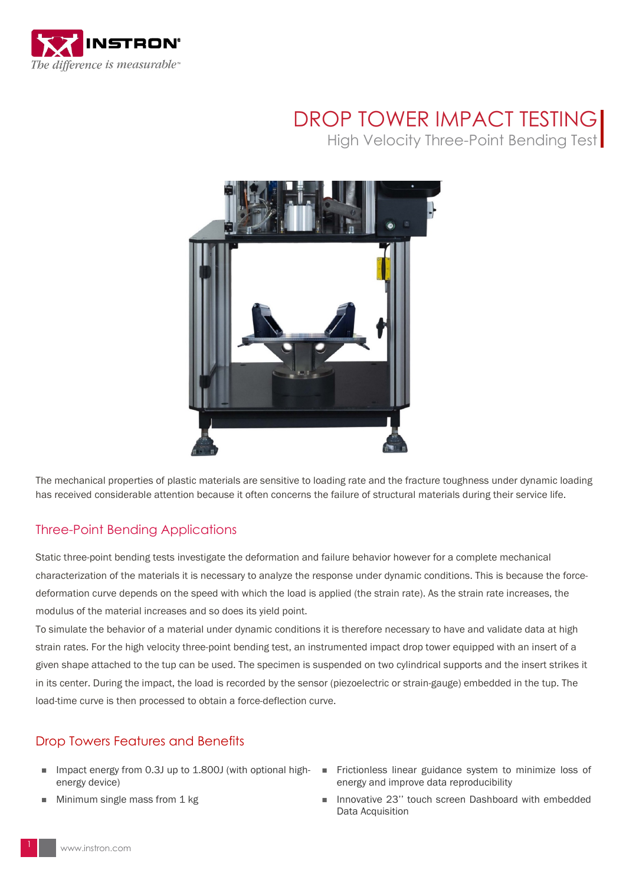# DROP TOWER IMPACT TESTING

## High Velocity Three-Point Bending Test

The mechanical properties of plastic materials are sensitive to loading rate and the fracture toughness under dynamic loading has received considerable attention because it often concerns the failure of structural materials during their service life.

## Three-Point Bending Applications

Static three-point bending tests investigate the deformation and failure behavior however for a complete mechanical characterization of the materials it is necessary to analyze the response under dynamic conditions. This is because the force-deformation curve depends on the speed with which the load is applied (the strain rate). As the strain rate increases, the modulus of the material increases and so does its yield point.

To simulate the behavior of a material under dynamic conditions it is therefore necessary to have and validate data at high strain rates. For the high velocity three-point bending test, an instrumented impact drop tower equipped with an insert of a given shape attached to the tup can be used. The specimen is suspended on two cylindrical supports and the insert strikes it in its center. During the impact, the load is recorded by the sensor (piezoelectric or strain-gauge) embedded in the tup. The load-time curve is then processed to obtain a force-deflection curve.

## Drop Towers Features and Benefits

- Impact energy from 0.3J up to 1.800J (with optional high-energy device)
- Minimum single mass from 1 kg
- Frictionless linear guidance system to minimize loss of energy and improve data reproducibility
- Innovative 23'' touch screen Dashboard with embedded Data Acquisition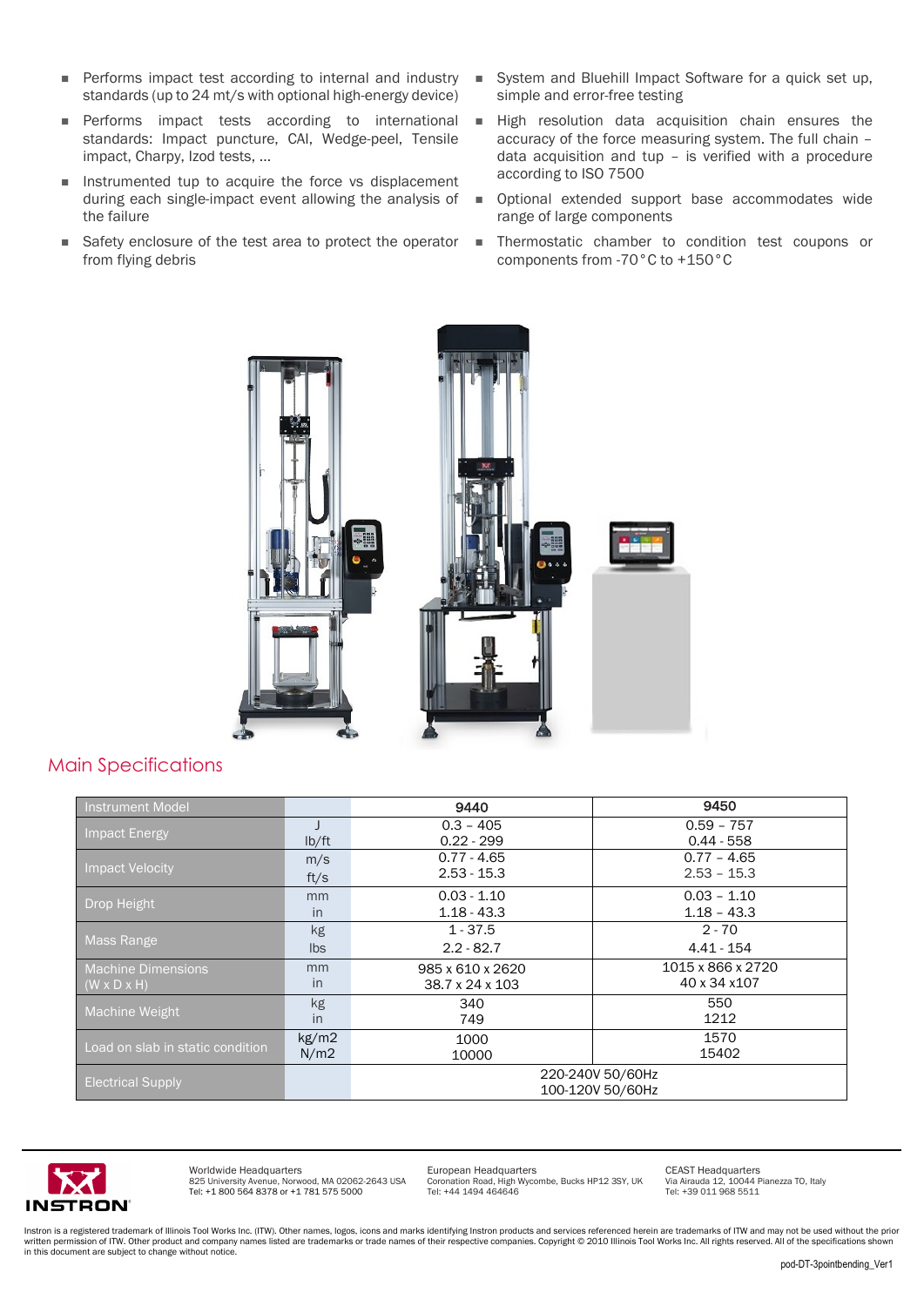- Performs impact test according to internal and industry standards (up to 24 mt/s with optional high-energy device)
- Performs impact tests according to international standards: Impact puncture, CAI, Wedge-peel, Tensile impact, Charpy, Izod tests, ...
- Instrumented tup to acquire the force vs displacement during each single-impact event allowing the analysis of the failure
- Safety enclosure of the test area to protect the operator from flying debris
- System and Bluehill Impact Software for a quick set up, simple and error-free testing
- High resolution data acquisition chain ensures the accuracy of the force measuring system. The full chain – data acquisition and tup – is verified with a procedure according to ISO 7500
- Optional extended support base accommodates wide range of large components
- Thermostatic chamber to condition test coupons or components from -70°C to +150°C

## Main Specifications

| Instrument Model | | 9440 | 9450 |
|---|---|---|---|
| Impact Energy | J<br>lb/ft | 0.3 – 405<br>0.22 - 299 | 0.59 – 757<br>0.44 - 558 |
| Impact Velocity | m/s<br>ft/s | 0.77 - 4.65<br>2.53 - 15.3 | 0.77 – 4.65<br>2.53 – 15.3 |
| Drop Height | mm<br>in | 0.03 - 1.10<br>1.18 - 43.3 | 0.03 – 1.10<br>1.18 – 43.3 |
| Mass Range | kg<br>lbs | 1 - 37.5<br>2.2 - 82.7 | 2 - 70<br>4.41 - 154 |
| Machine Dimensions (W x D x H) | mm<br>in | 985 x 610 x 2620<br>38.7 x 24 x 103 | 1015 x 866 x 2720<br>40 x 34 x107 |
| Machine Weight | kg<br>in | 340<br>749 | 550<br>1212 |
| Load on slab in static condition | kg/m2<br>N/m2 | 1000<br>10000 | 1570<br>15402 |
| Electrical Supply | | 220-240V 50/60Hz<br>100-120V 50/60Hz | |

INSTRON

Worldwide Headquarters
825 University Avenue, Norwood, MA 02062-2643 USA
Tel: +1 800 564 8378 or +1 781 575 5000

European Headquarters
Coronation Road, High Wycombe, Bucks HP12 3SY, UK
Tel: +44 1494 464646

CEAST Headquarters
Via Airauda 12, 10044 Pianezza TO, Italy
Tel: +39 011 968 5511

Instron is a registered trademark of Illinois Tool Works Inc. (ITW). Other names, logos, icons and marks identifying Instron products and services referenced herein are trademarks of ITW and may not be used without the prior written permission of ITW. Other product and company names listed are trademarks or trade names of their respective companies. Copyright © 2010 Illinois Tool Works Inc. All rights reserved. All of the specifications shown in this document are subject to change without notice.

pod-DT-3pointbending_Ver1